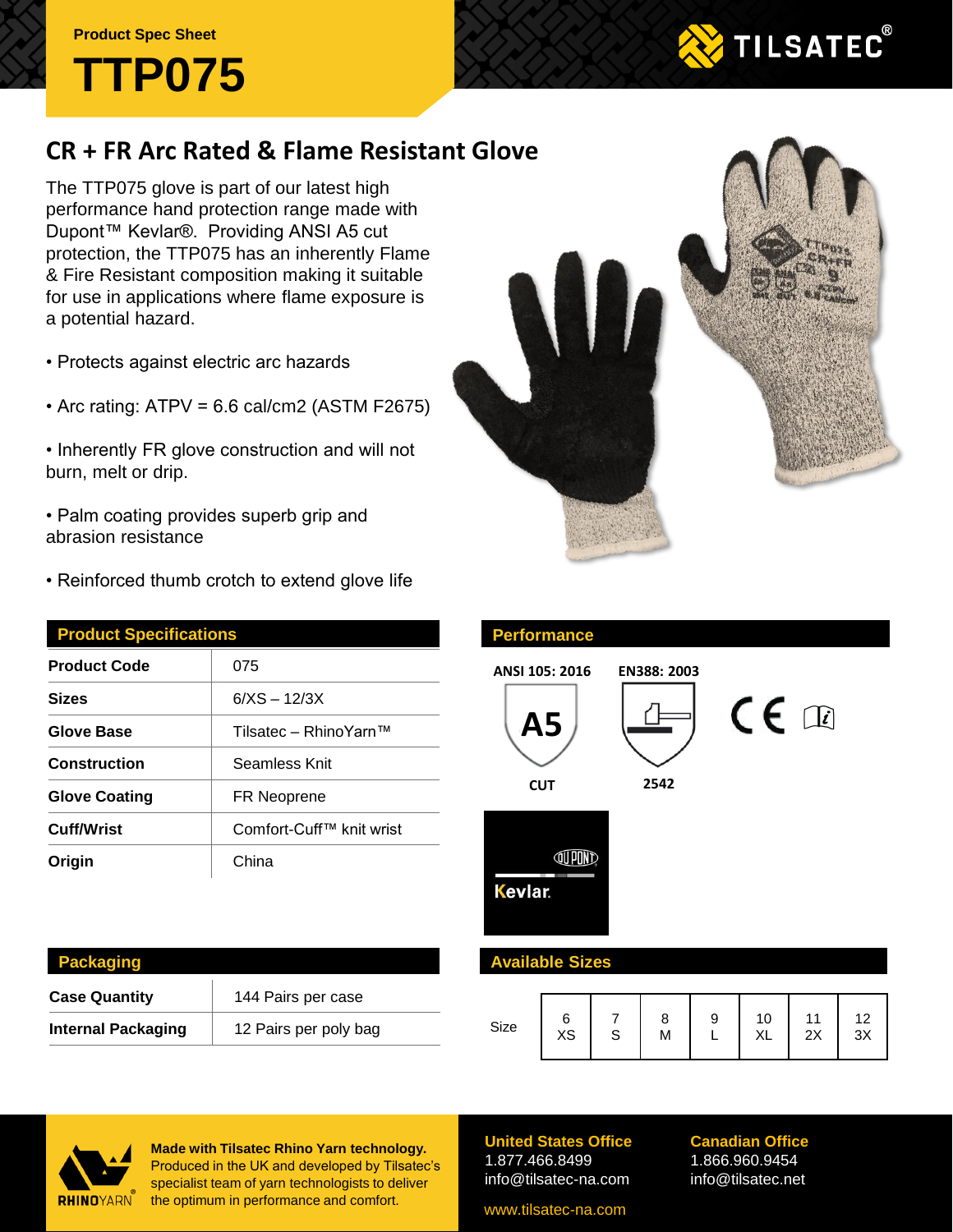Product Spec Sheet

# TTP075

TILSATEC®

## CR + FR Arc Rated & Flame Resistant Glove

The TTP075 glove is part of our latest high performance hand protection range made with Dupont™ Kevlar®. Providing ANSI A5 cut protection, the TTP075 has an inherently Flame & Fire Resistant composition making it suitable for use in applications where flame exposure is a potential hazard.

- Protects against electric arc hazards
- Arc rating: ATPV = 6.6 cal/cm2 (ASTM F2675)
- Inherently FR glove construction and will not burn, melt or drip.
- Palm coating provides superb grip and abrasion resistance
- Reinforced thumb crotch to extend glove life

### Product Specifications

| | |
|---|---|
| **Product Code** | 075 |
| **Sizes** | 6/XS – 12/3X |
| **Glove Base** | Tilsatec – RhinoYarn™ |
| **Construction** | Seamless Knit |
| **Glove Coating** | FR Neoprene |
| **Cuff/Wrist** | Comfort-Cuff™ knit wrist |
| **Origin** | China |

### Performance

ANSI 105: 2016 — A5 CUT

EN388: 2003 — 2542

CE

DUPONT Kevlar.

### Packaging

| | |
|---|---|
| **Case Quantity** | 144 Pairs per case |
| **Internal Packaging** | 12 Pairs per poly bag |

### Available Sizes

| Size | 6 XS | 7 S | 8 M | 9 L | 10 XL | 11 2X | 12 3X |
|---|---|---|---|---|---|---|---|

RHINOYARN®

**Made with Tilsatec Rhino Yarn technology.** Produced in the UK and developed by Tilsatec's specialist team of yarn technologists to deliver the optimum in performance and comfort.

**United States Office**
1.877.466.8499
info@tilsatec-na.com

**Canadian Office**
1.866.960.9454
info@tilsatec.net

www.tilsatec-na.com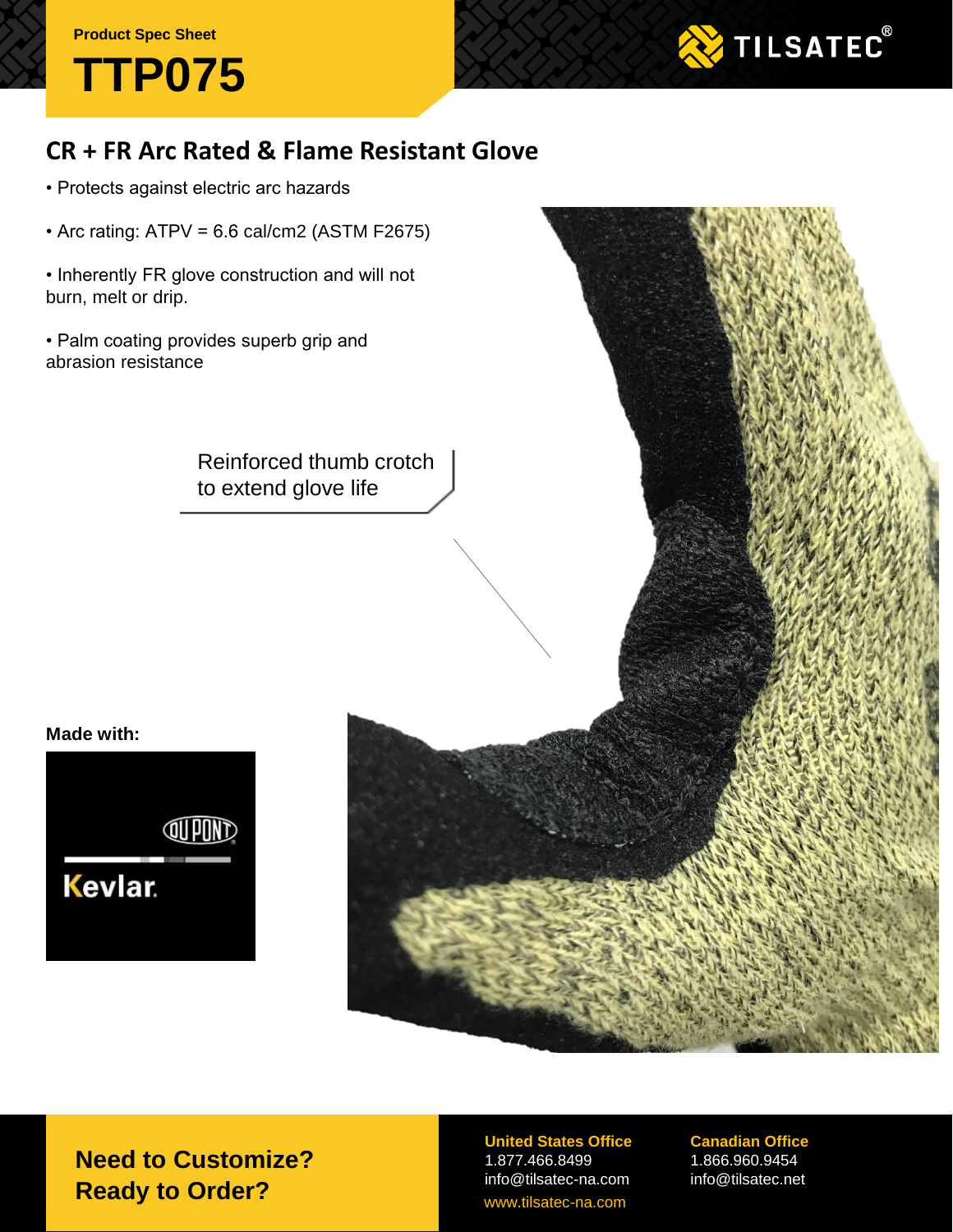Product Spec Sheet

# TTP075

## CR + FR Arc Rated & Flame Resistant Glove

- Protects against electric arc hazards
- Arc rating: ATPV = 6.6 cal/cm2 (ASTM F2675)
- Inherently FR glove construction and will not burn, melt or drip.
- Palm coating provides superb grip and abrasion resistance

Reinforced thumb crotch to extend glove life

**Made with:**

**Need to Customize? Ready to Order?**

**United States Office**
1.877.466.8499
info@tilsatec-na.com
www.tilsatec-na.com

**Canadian Office**
1.866.960.9454
info@tilsatec.net